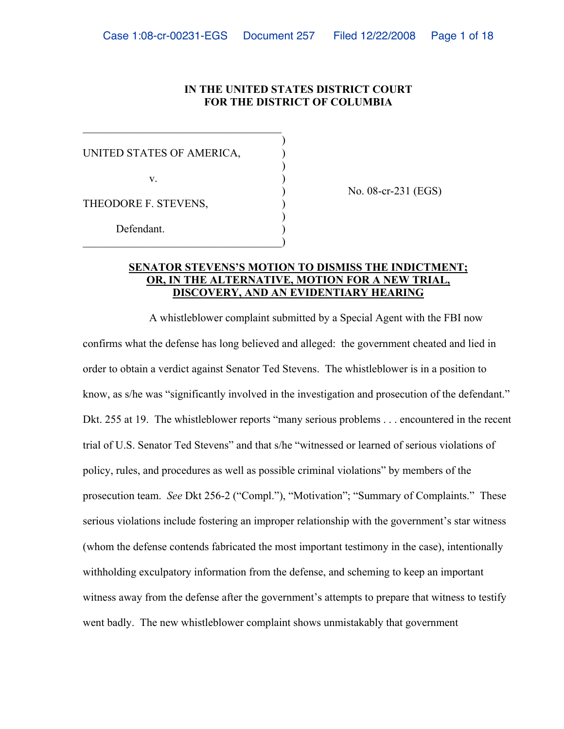**IN THE UNITED STATES DISTRICT COURT**
**FOR THE DISTRICT OF COLUMBIA**

| | |
|---|---|
| UNITED STATES OF AMERICA,<br><br>v.<br><br>THEODORE F. STEVENS,<br><br>Defendant. | No. 08-cr-231 (EGS) |

## SENATOR STEVENS'S MOTION TO DISMISS THE INDICTMENT; OR, IN THE ALTERNATIVE, MOTION FOR A NEW TRIAL, DISCOVERY, AND AN EVIDENTIARY HEARING

A whistleblower complaint submitted by a Special Agent with the FBI now confirms what the defense has long believed and alleged: the government cheated and lied in order to obtain a verdict against Senator Ted Stevens. The whistleblower is in a position to know, as s/he was "significantly involved in the investigation and prosecution of the defendant." Dkt. 255 at 19. The whistleblower reports "many serious problems . . . encountered in the recent trial of U.S. Senator Ted Stevens" and that s/he "witnessed or learned of serious violations of policy, rules, and procedures as well as possible criminal violations" by members of the prosecution team. *See* Dkt 256-2 ("Compl."), "Motivation"; "Summary of Complaints." These serious violations include fostering an improper relationship with the government's star witness (whom the defense contends fabricated the most important testimony in the case), intentionally withholding exculpatory information from the defense, and scheming to keep an important witness away from the defense after the government's attempts to prepare that witness to testify went badly. The new whistleblower complaint shows unmistakably that government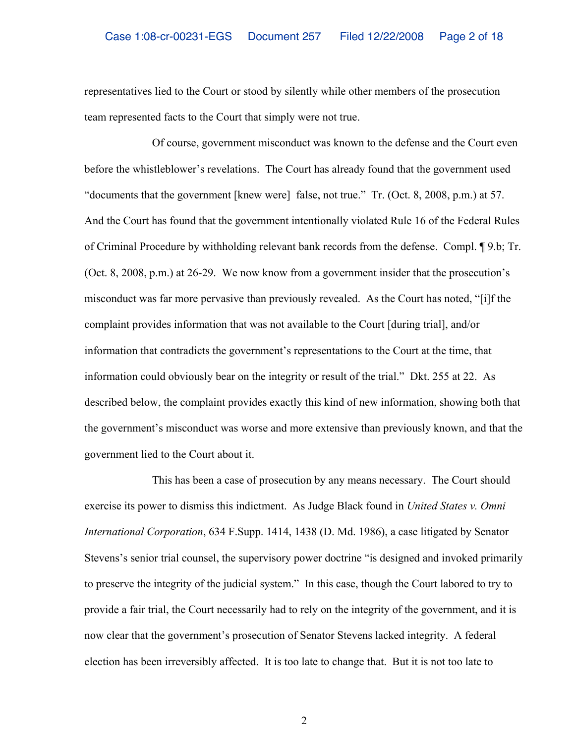representatives lied to the Court or stood by silently while other members of the prosecution team represented facts to the Court that simply were not true.

Of course, government misconduct was known to the defense and the Court even before the whistleblower's revelations. The Court has already found that the government used "documents that the government [knew were] false, not true." Tr. (Oct. 8, 2008, p.m.) at 57. And the Court has found that the government intentionally violated Rule 16 of the Federal Rules of Criminal Procedure by withholding relevant bank records from the defense. Compl. ¶ 9.b; Tr. (Oct. 8, 2008, p.m.) at 26-29. We now know from a government insider that the prosecution's misconduct was far more pervasive than previously revealed. As the Court has noted, "[i]f the complaint provides information that was not available to the Court [during trial], and/or information that contradicts the government's representations to the Court at the time, that information could obviously bear on the integrity or result of the trial." Dkt. 255 at 22. As described below, the complaint provides exactly this kind of new information, showing both that the government's misconduct was worse and more extensive than previously known, and that the government lied to the Court about it.

This has been a case of prosecution by any means necessary. The Court should exercise its power to dismiss this indictment. As Judge Black found in *United States v. Omni International Corporation*, 634 F.Supp. 1414, 1438 (D. Md. 1986), a case litigated by Senator Stevens's senior trial counsel, the supervisory power doctrine "is designed and invoked primarily to preserve the integrity of the judicial system." In this case, though the Court labored to try to provide a fair trial, the Court necessarily had to rely on the integrity of the government, and it is now clear that the government's prosecution of Senator Stevens lacked integrity. A federal election has been irreversibly affected. It is too late to change that. But it is not too late to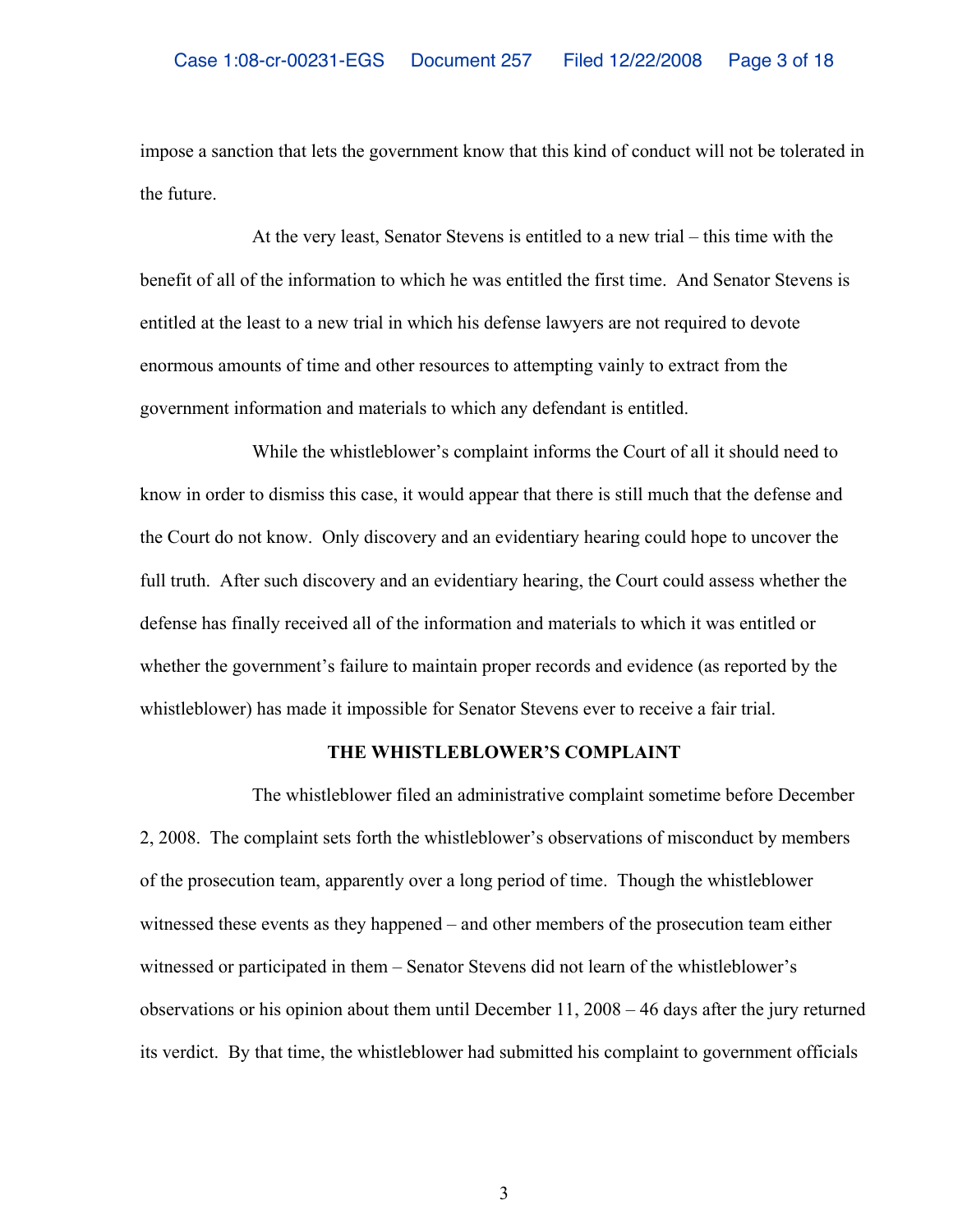impose a sanction that lets the government know that this kind of conduct will not be tolerated in the future.

At the very least, Senator Stevens is entitled to a new trial – this time with the benefit of all of the information to which he was entitled the first time. And Senator Stevens is entitled at the least to a new trial in which his defense lawyers are not required to devote enormous amounts of time and other resources to attempting vainly to extract from the government information and materials to which any defendant is entitled.

While the whistleblower's complaint informs the Court of all it should need to know in order to dismiss this case, it would appear that there is still much that the defense and the Court do not know. Only discovery and an evidentiary hearing could hope to uncover the full truth. After such discovery and an evidentiary hearing, the Court could assess whether the defense has finally received all of the information and materials to which it was entitled or whether the government's failure to maintain proper records and evidence (as reported by the whistleblower) has made it impossible for Senator Stevens ever to receive a fair trial.

**THE WHISTLEBLOWER'S COMPLAINT**

The whistleblower filed an administrative complaint sometime before December 2, 2008. The complaint sets forth the whistleblower's observations of misconduct by members of the prosecution team, apparently over a long period of time. Though the whistleblower witnessed these events as they happened – and other members of the prosecution team either witnessed or participated in them – Senator Stevens did not learn of the whistleblower's observations or his opinion about them until December 11, 2008 – 46 days after the jury returned its verdict. By that time, the whistleblower had submitted his complaint to government officials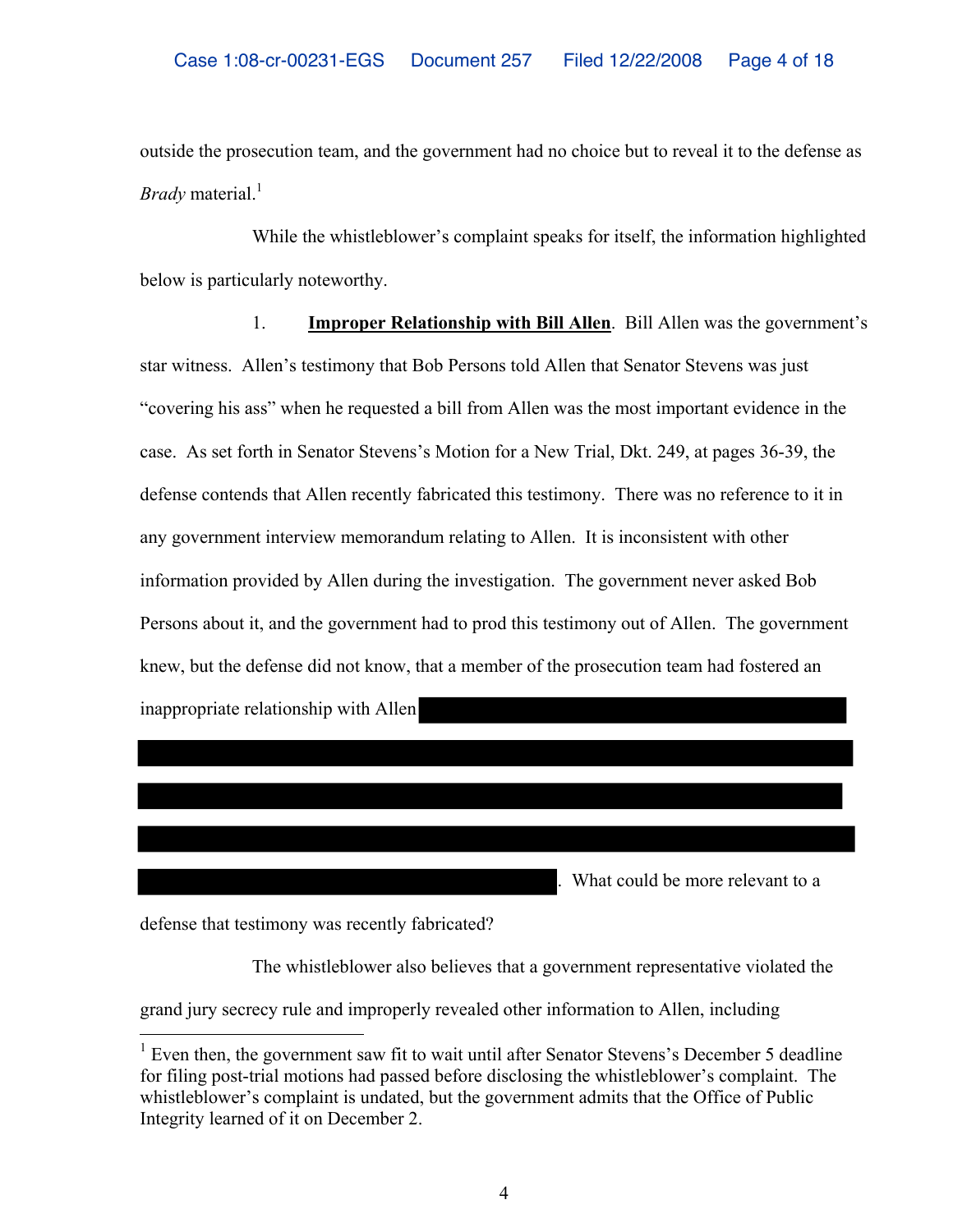outside the prosecution team, and the government had no choice but to reveal it to the defense as *Brady* material.[1]

While the whistleblower's complaint speaks for itself, the information highlighted below is particularly noteworthy.

1. **Improper Relationship with Bill Allen**. Bill Allen was the government's star witness. Allen's testimony that Bob Persons told Allen that Senator Stevens was just "covering his ass" when he requested a bill from Allen was the most important evidence in the case. As set forth in Senator Stevens's Motion for a New Trial, Dkt. 249, at pages 36-39, the defense contends that Allen recently fabricated this testimony. There was no reference to it in any government interview memorandum relating to Allen. It is inconsistent with other information provided by Allen during the investigation. The government never asked Bob Persons about it, and the government had to prod this testimony out of Allen. The government knew, but the defense did not know, that a member of the prosecution team had fostered an inappropriate relationship with Allen [REDACTED]. What could be more relevant to a defense that testimony was recently fabricated?

The whistleblower also believes that a government representative violated the grand jury secrecy rule and improperly revealed other information to Allen, including

[1] Even then, the government saw fit to wait until after Senator Stevens's December 5 deadline for filing post-trial motions had passed before disclosing the whistleblower's complaint. The whistleblower's complaint is undated, but the government admits that the Office of Public Integrity learned of it on December 2.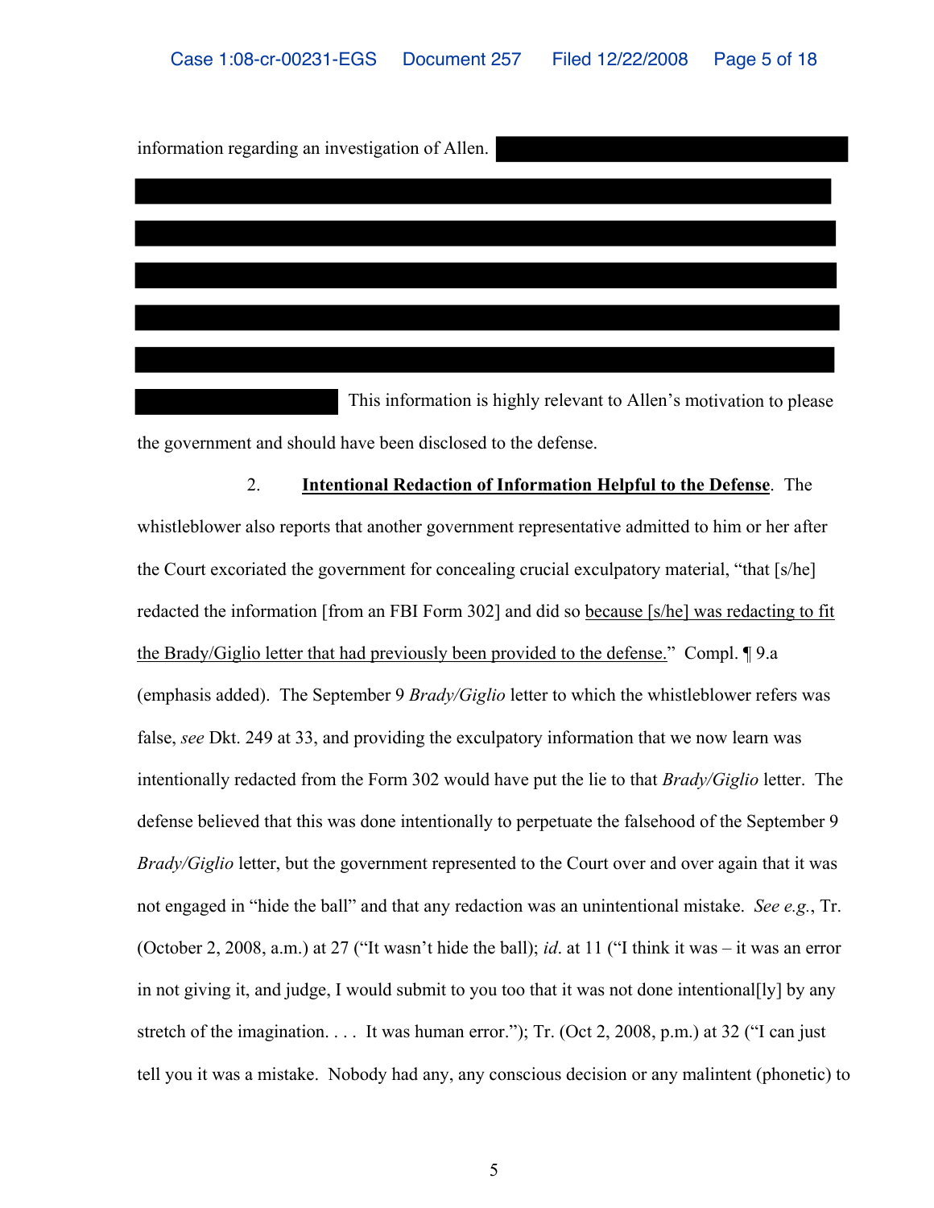information regarding an investigation of Allen. ████████████████████████████████████████████████████████████████████████████████████████████████████████████████████████████████████████████████████████████████████████████████████████████████████████ This information is highly relevant to Allen's motivation to please the government and should have been disclosed to the defense.

2. **<u>Intentional Redaction of Information Helpful to the Defense</u>**. The whistleblower also reports that another government representative admitted to him or her after the Court excoriated the government for concealing crucial exculpatory material, "that [s/he] redacted the information [from an FBI Form 302] and did so <u>because [s/he] was redacting to fit the Brady/Giglio letter that had previously been provided to the defense.</u>" Compl. ¶ 9.a (emphasis added). The September 9 *Brady/Giglio* letter to which the whistleblower refers was false, *see* Dkt. 249 at 33, and providing the exculpatory information that we now learn was intentionally redacted from the Form 302 would have put the lie to that *Brady/Giglio* letter. The defense believed that this was done intentionally to perpetuate the falsehood of the September 9 *Brady/Giglio* letter, but the government represented to the Court over and over again that it was not engaged in "hide the ball" and that any redaction was an unintentional mistake. *See e.g.*, Tr. (October 2, 2008, a.m.) at 27 ("It wasn't hide the ball); *id*. at 11 ("I think it was – it was an error in not giving it, and judge, I would submit to you too that it was not done intentional[ly] by any stretch of the imagination. . . . It was human error."); Tr. (Oct 2, 2008, p.m.) at 32 ("I can just tell you it was a mistake. Nobody had any, any conscious decision or any malintent (phonetic) to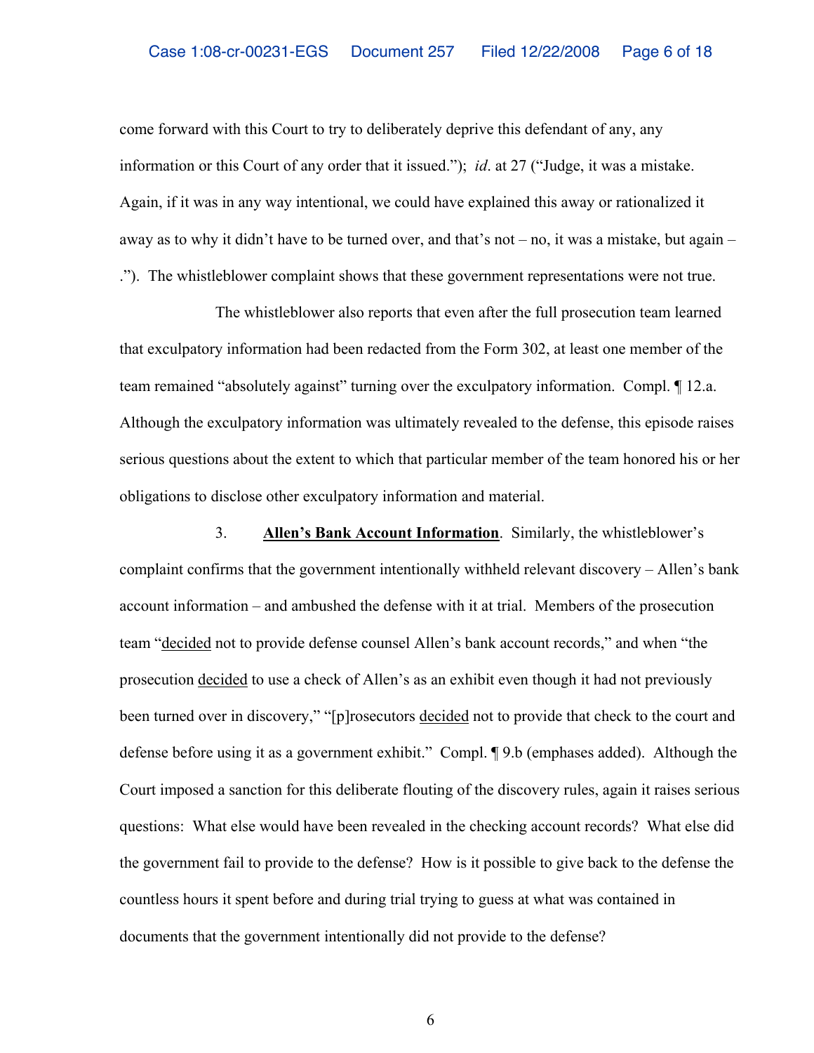come forward with this Court to try to deliberately deprive this defendant of any, any information or this Court of any order that it issued."); *id*. at 27 ("Judge, it was a mistake. Again, if it was in any way intentional, we could have explained this away or rationalized it away as to why it didn't have to be turned over, and that's not – no, it was a mistake, but again – ."). The whistleblower complaint shows that these government representations were not true.

The whistleblower also reports that even after the full prosecution team learned that exculpatory information had been redacted from the Form 302, at least one member of the team remained "absolutely against" turning over the exculpatory information. Compl. ¶ 12.a. Although the exculpatory information was ultimately revealed to the defense, this episode raises serious questions about the extent to which that particular member of the team honored his or her obligations to disclose other exculpatory information and material.

3. **<u>Allen's Bank Account Information</u>**. Similarly, the whistleblower's complaint confirms that the government intentionally withheld relevant discovery – Allen's bank account information – and ambushed the defense with it at trial. Members of the prosecution team "<u>decided</u> not to provide defense counsel Allen's bank account records," and when "the prosecution <u>decided</u> to use a check of Allen's as an exhibit even though it had not previously been turned over in discovery," "[p]rosecutors <u>decided</u> not to provide that check to the court and defense before using it as a government exhibit." Compl. ¶ 9.b (emphases added). Although the Court imposed a sanction for this deliberate flouting of the discovery rules, again it raises serious questions: What else would have been revealed in the checking account records? What else did the government fail to provide to the defense? How is it possible to give back to the defense the countless hours it spent before and during trial trying to guess at what was contained in documents that the government intentionally did not provide to the defense?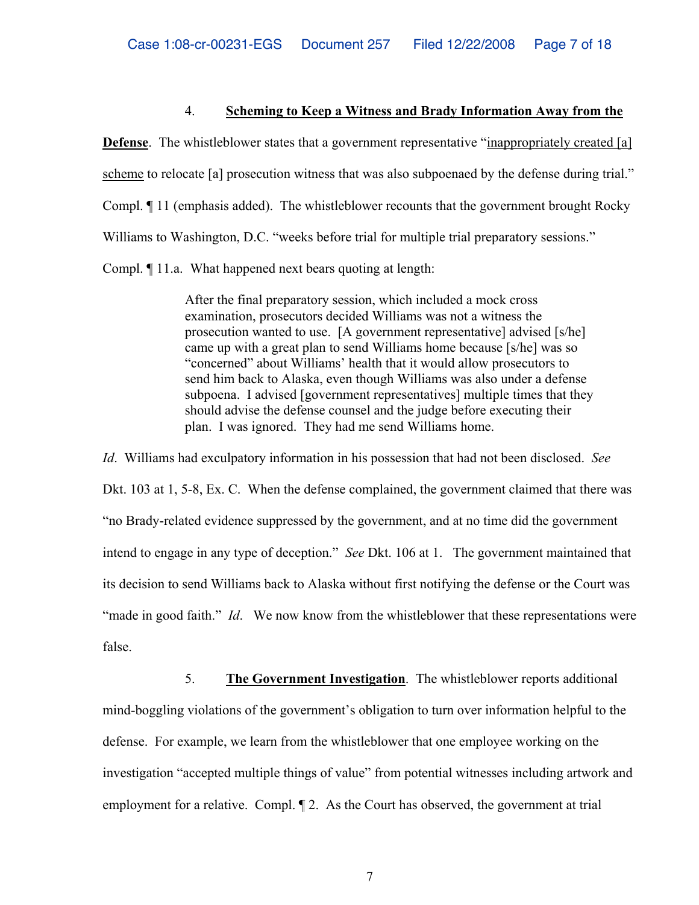4. **<u>Scheming to Keep a Witness and Brady Information Away from the Defense</u>**. The whistleblower states that a government representative "<u>inappropriately created [a] scheme</u> to relocate [a] prosecution witness that was also subpoenaed by the defense during trial." Compl. ¶ 11 (emphasis added). The whistleblower recounts that the government brought Rocky Williams to Washington, D.C. "weeks before trial for multiple trial preparatory sessions." Compl. ¶ 11.a. What happened next bears quoting at length:

> After the final preparatory session, which included a mock cross examination, prosecutors decided Williams was not a witness the prosecution wanted to use. [A government representative] advised [s/he] came up with a great plan to send Williams home because [s/he] was so "concerned" about Williams' health that it would allow prosecutors to send him back to Alaska, even though Williams was also under a defense subpoena. I advised [government representatives] multiple times that they should advise the defense counsel and the judge before executing their plan. I was ignored. They had me send Williams home.

*Id*. Williams had exculpatory information in his possession that had not been disclosed. *See* Dkt. 103 at 1, 5-8, Ex. C. When the defense complained, the government claimed that there was "no Brady-related evidence suppressed by the government, and at no time did the government intend to engage in any type of deception." *See* Dkt. 106 at 1. The government maintained that its decision to send Williams back to Alaska without first notifying the defense or the Court was "made in good faith." *Id*. We now know from the whistleblower that these representations were false.

5. **<u>The Government Investigation</u>**. The whistleblower reports additional mind-boggling violations of the government's obligation to turn over information helpful to the defense. For example, we learn from the whistleblower that one employee working on the investigation "accepted multiple things of value" from potential witnesses including artwork and employment for a relative. Compl. ¶ 2. As the Court has observed, the government at trial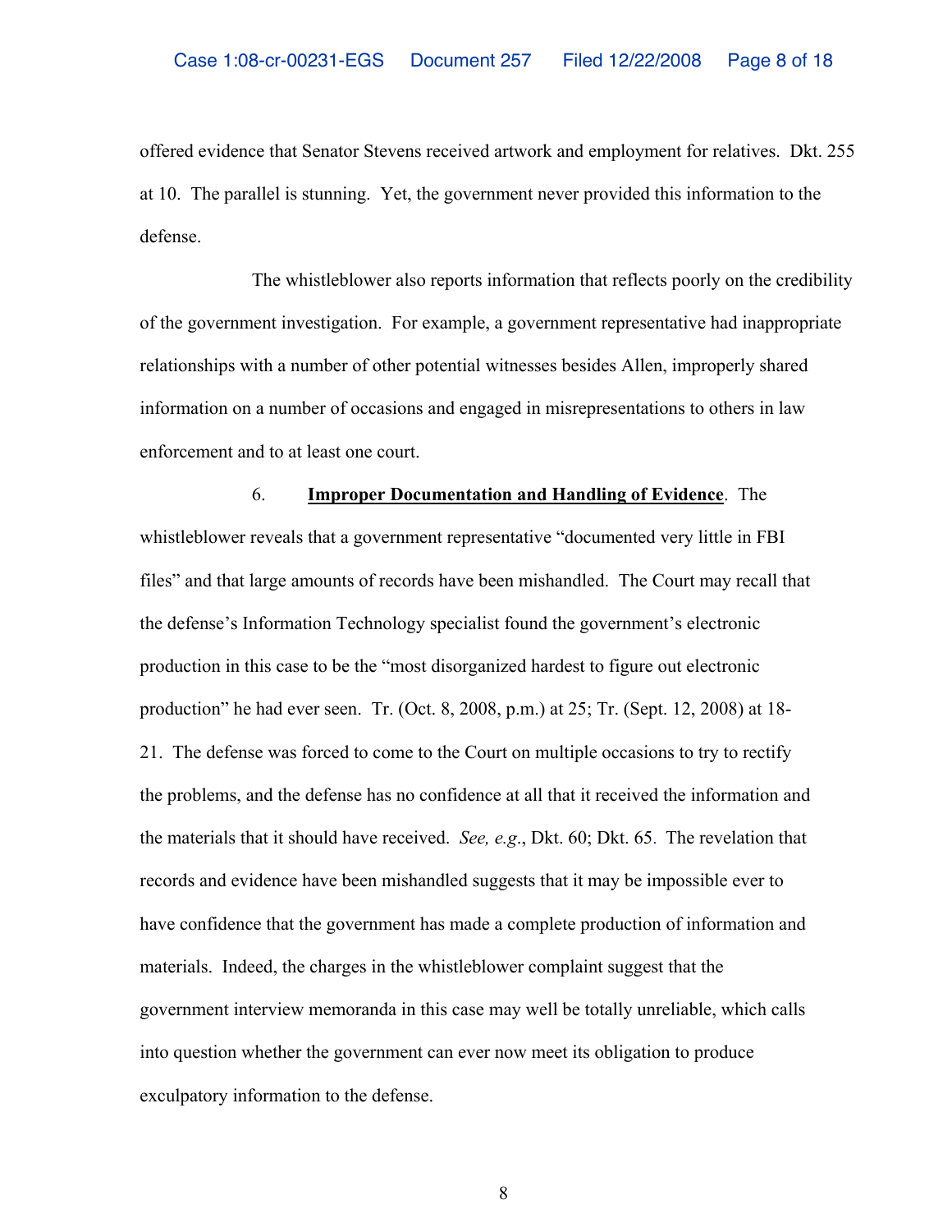offered evidence that Senator Stevens received artwork and employment for relatives. Dkt. 255 at 10. The parallel is stunning. Yet, the government never provided this information to the defense.

The whistleblower also reports information that reflects poorly on the credibility of the government investigation. For example, a government representative had inappropriate relationships with a number of other potential witnesses besides Allen, improperly shared information on a number of occasions and engaged in misrepresentations to others in law enforcement and to at least one court.

6. **Improper Documentation and Handling of Evidence**. The whistleblower reveals that a government representative "documented very little in FBI files" and that large amounts of records have been mishandled. The Court may recall that the defense's Information Technology specialist found the government's electronic production in this case to be the "most disorganized hardest to figure out electronic production" he had ever seen. Tr. (Oct. 8, 2008, p.m.) at 25; Tr. (Sept. 12, 2008) at 18-21. The defense was forced to come to the Court on multiple occasions to try to rectify the problems, and the defense has no confidence at all that it received the information and the materials that it should have received. *See, e.g.*, Dkt. 60; Dkt. 65. The revelation that records and evidence have been mishandled suggests that it may be impossible ever to have confidence that the government has made a complete production of information and materials. Indeed, the charges in the whistleblower complaint suggest that the government interview memoranda in this case may well be totally unreliable, which calls into question whether the government can ever now meet its obligation to produce exculpatory information to the defense.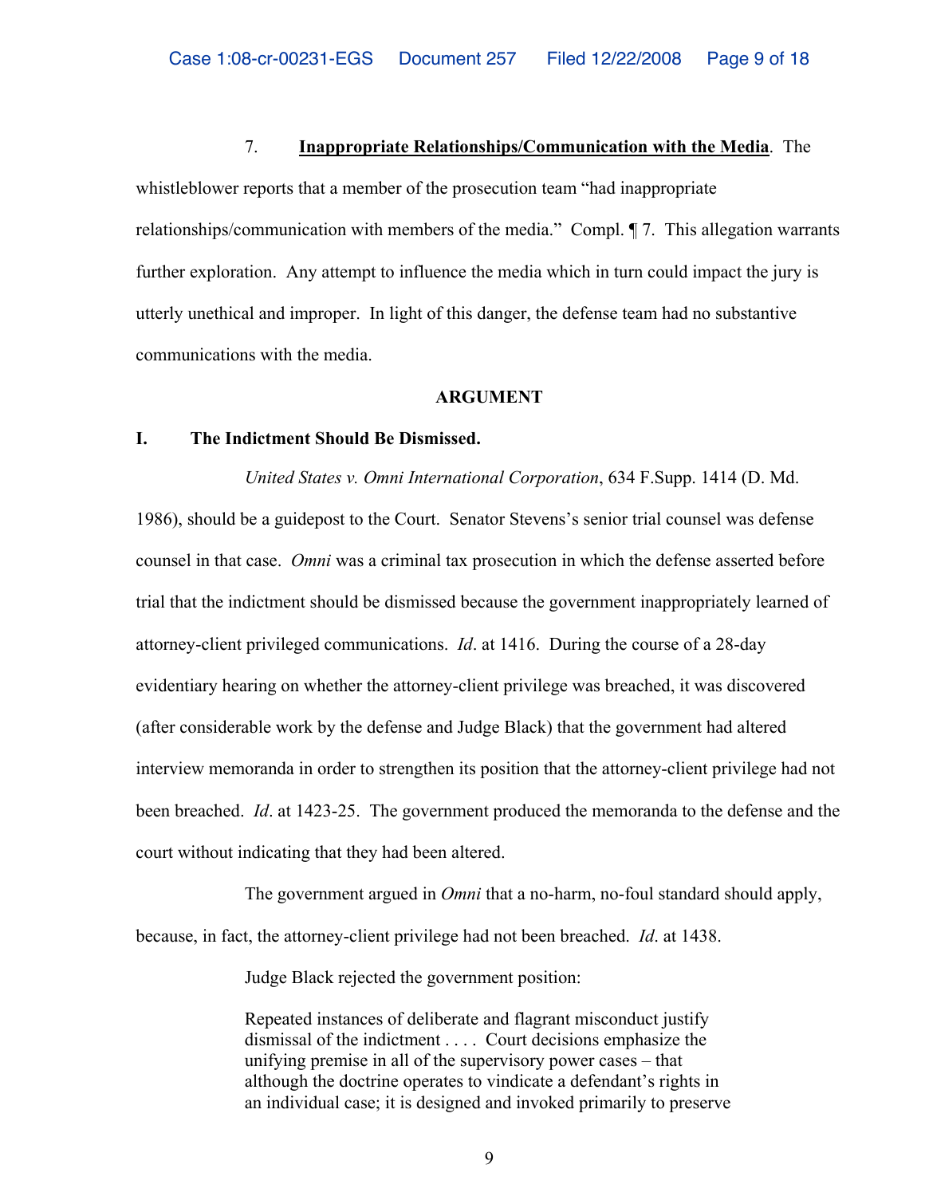7. **<u>Inappropriate Relationships/Communication with the Media</u>**. The whistleblower reports that a member of the prosecution team "had inappropriate relationships/communication with members of the media." Compl. ¶ 7. This allegation warrants further exploration. Any attempt to influence the media which in turn could impact the jury is utterly unethical and improper. In light of this danger, the defense team had no substantive communications with the media.

**ARGUMENT**

**I. The Indictment Should Be Dismissed.**

*United States v. Omni International Corporation*, 634 F.Supp. 1414 (D. Md. 1986), should be a guidepost to the Court. Senator Stevens's senior trial counsel was defense counsel in that case. *Omni* was a criminal tax prosecution in which the defense asserted before trial that the indictment should be dismissed because the government inappropriately learned of attorney-client privileged communications. *Id*. at 1416. During the course of a 28-day evidentiary hearing on whether the attorney-client privilege was breached, it was discovered (after considerable work by the defense and Judge Black) that the government had altered interview memoranda in order to strengthen its position that the attorney-client privilege had not been breached. *Id*. at 1423-25. The government produced the memoranda to the defense and the court without indicating that they had been altered.

The government argued in *Omni* that a no-harm, no-foul standard should apply, because, in fact, the attorney-client privilege had not been breached. *Id*. at 1438.

Judge Black rejected the government position:

> Repeated instances of deliberate and flagrant misconduct justify dismissal of the indictment . . . . Court decisions emphasize the unifying premise in all of the supervisory power cases – that although the doctrine operates to vindicate a defendant's rights in an individual case; it is designed and invoked primarily to preserve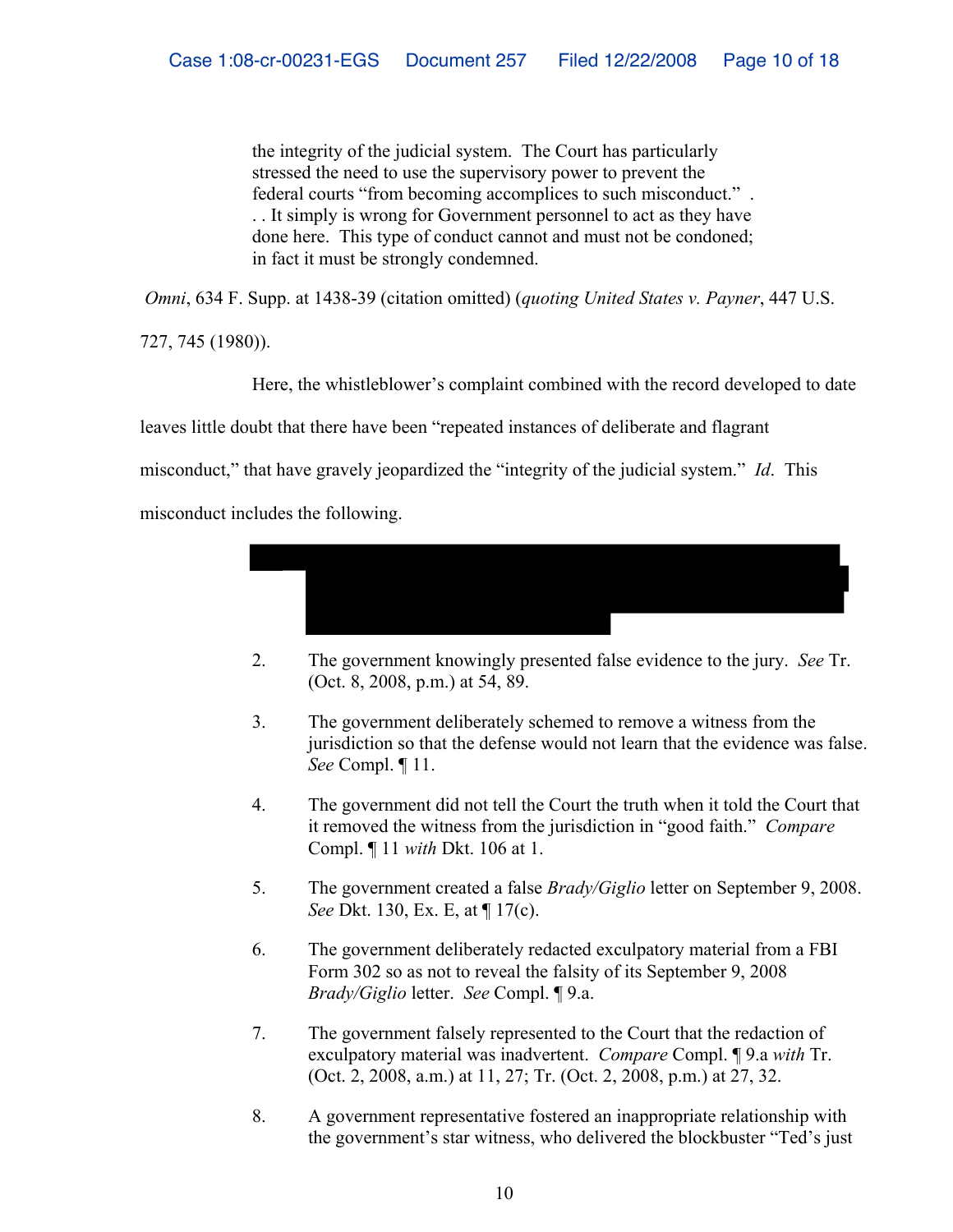the integrity of the judicial system. The Court has particularly stressed the need to use the supervisory power to prevent the federal courts "from becoming accomplices to such misconduct." . . . It simply is wrong for Government personnel to act as they have done here. This type of conduct cannot and must not be condoned; in fact it must be strongly condemned.

*Omni*, 634 F. Supp. at 1438-39 (citation omitted) (*quoting United States v. Payner*, 447 U.S. 727, 745 (1980)).

Here, the whistleblower's complaint combined with the record developed to date leaves little doubt that there have been "repeated instances of deliberate and flagrant misconduct," that have gravely jeopardized the "integrity of the judicial system." *Id.* This misconduct includes the following.

[REDACTED]

2. The government knowingly presented false evidence to the jury. *See* Tr. (Oct. 8, 2008, p.m.) at 54, 89.

3. The government deliberately schemed to remove a witness from the jurisdiction so that the defense would not learn that the evidence was false. *See* Compl. ¶ 11.

4. The government did not tell the Court the truth when it told the Court that it removed the witness from the jurisdiction in "good faith." *Compare* Compl. ¶ 11 *with* Dkt. 106 at 1.

5. The government created a false *Brady/Giglio* letter on September 9, 2008. *See* Dkt. 130, Ex. E, at ¶ 17(c).

6. The government deliberately redacted exculpatory material from a FBI Form 302 so as not to reveal the falsity of its September 9, 2008 *Brady/Giglio* letter. *See* Compl. ¶ 9.a.

7. The government falsely represented to the Court that the redaction of exculpatory material was inadvertent. *Compare* Compl. ¶ 9.a *with* Tr. (Oct. 2, 2008, a.m.) at 11, 27; Tr. (Oct. 2, 2008, p.m.) at 27, 32.

8. A government representative fostered an inappropriate relationship with the government's star witness, who delivered the blockbuster "Ted's just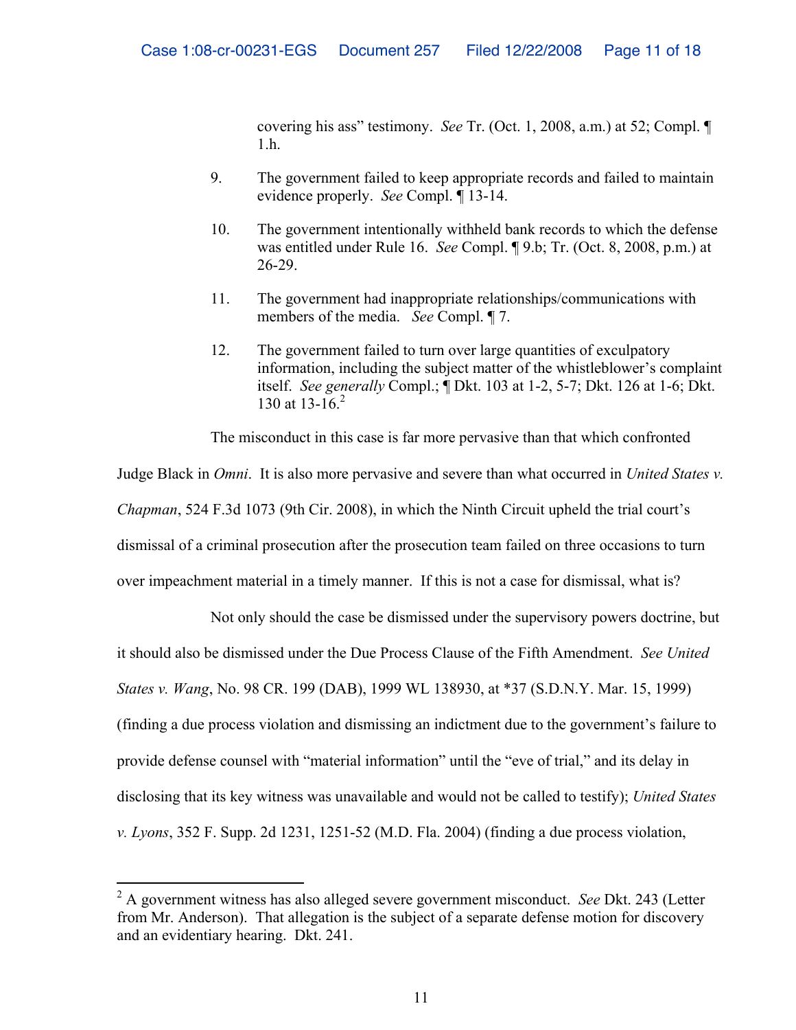covering his ass" testimony. *See* Tr. (Oct. 1, 2008, a.m.) at 52; Compl. ¶ 1.h.

9. The government failed to keep appropriate records and failed to maintain evidence properly. *See* Compl. ¶ 13-14.

10. The government intentionally withheld bank records to which the defense was entitled under Rule 16. *See* Compl. ¶ 9.b; Tr. (Oct. 8, 2008, p.m.) at 26-29.

11. The government had inappropriate relationships/communications with members of the media. *See* Compl. ¶ 7.

12. The government failed to turn over large quantities of exculpatory information, including the subject matter of the whistleblower's complaint itself. *See generally* Compl.; ¶ Dkt. 103 at 1-2, 5-7; Dkt. 126 at 1-6; Dkt. 130 at 13-16.[2]

The misconduct in this case is far more pervasive than that which confronted Judge Black in *Omni*. It is also more pervasive and severe than what occurred in *United States v. Chapman*, 524 F.3d 1073 (9th Cir. 2008), in which the Ninth Circuit upheld the trial court's dismissal of a criminal prosecution after the prosecution team failed on three occasions to turn over impeachment material in a timely manner. If this is not a case for dismissal, what is?

Not only should the case be dismissed under the supervisory powers doctrine, but it should also be dismissed under the Due Process Clause of the Fifth Amendment. *See United States v. Wang*, No. 98 CR. 199 (DAB), 1999 WL 138930, at *37 (S.D.N.Y. Mar. 15, 1999) (finding a due process violation and dismissing an indictment due to the government's failure to provide defense counsel with "material information" until the "eve of trial," and its delay in disclosing that its key witness was unavailable and would not be called to testify); *United States v. Lyons*, 352 F. Supp. 2d 1231, 1251-52 (M.D. Fla. 2004) (finding a due process violation,

---

[2] A government witness has also alleged severe government misconduct. *See* Dkt. 243 (Letter from Mr. Anderson). That allegation is the subject of a separate defense motion for discovery and an evidentiary hearing. Dkt. 241.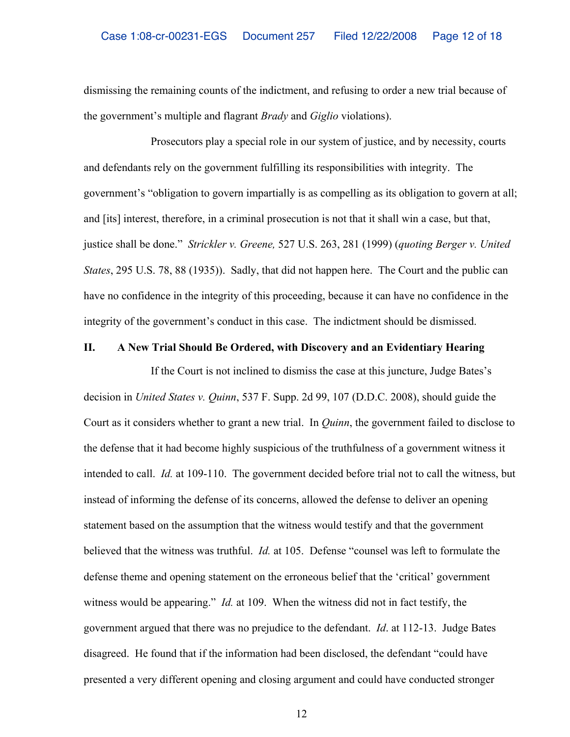dismissing the remaining counts of the indictment, and refusing to order a new trial because of the government's multiple and flagrant *Brady* and *Giglio* violations).

Prosecutors play a special role in our system of justice, and by necessity, courts and defendants rely on the government fulfilling its responsibilities with integrity. The government's "obligation to govern impartially is as compelling as its obligation to govern at all; and [its] interest, therefore, in a criminal prosecution is not that it shall win a case, but that, justice shall be done." *Strickler v. Greene,* 527 U.S. 263, 281 (1999) (*quoting Berger v. United States*, 295 U.S. 78, 88 (1935)). Sadly, that did not happen here. The Court and the public can have no confidence in the integrity of this proceeding, because it can have no confidence in the integrity of the government's conduct in this case. The indictment should be dismissed.

## II. A New Trial Should Be Ordered, with Discovery and an Evidentiary Hearing

If the Court is not inclined to dismiss the case at this juncture, Judge Bates's decision in *United States v. Quinn*, 537 F. Supp. 2d 99, 107 (D.D.C. 2008), should guide the Court as it considers whether to grant a new trial. In *Quinn*, the government failed to disclose to the defense that it had become highly suspicious of the truthfulness of a government witness it intended to call. *Id.* at 109-110. The government decided before trial not to call the witness, but instead of informing the defense of its concerns, allowed the defense to deliver an opening statement based on the assumption that the witness would testify and that the government believed that the witness was truthful. *Id.* at 105. Defense "counsel was left to formulate the defense theme and opening statement on the erroneous belief that the 'critical' government witness would be appearing." *Id.* at 109. When the witness did not in fact testify, the government argued that there was no prejudice to the defendant. *Id*. at 112-13. Judge Bates disagreed. He found that if the information had been disclosed, the defendant "could have presented a very different opening and closing argument and could have conducted stronger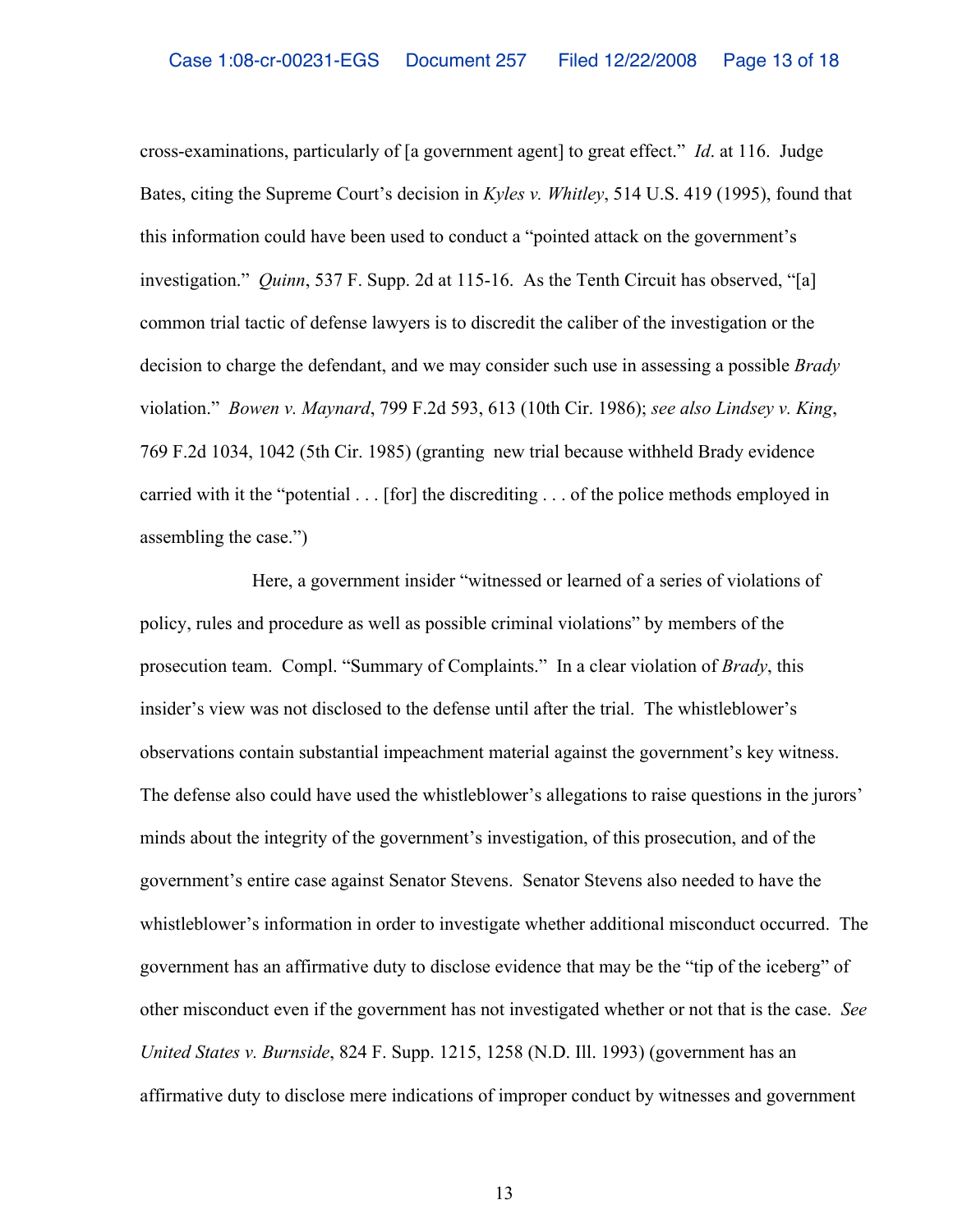cross-examinations, particularly of [a government agent] to great effect." *Id*. at 116. Judge Bates, citing the Supreme Court's decision in *Kyles v. Whitley*, 514 U.S. 419 (1995), found that this information could have been used to conduct a "pointed attack on the government's investigation." *Quinn*, 537 F. Supp. 2d at 115-16. As the Tenth Circuit has observed, "[a] common trial tactic of defense lawyers is to discredit the caliber of the investigation or the decision to charge the defendant, and we may consider such use in assessing a possible *Brady* violation." *Bowen v. Maynard*, 799 F.2d 593, 613 (10th Cir. 1986); *see also Lindsey v. King*, 769 F.2d 1034, 1042 (5th Cir. 1985) (granting new trial because withheld Brady evidence carried with it the "potential . . . [for] the discrediting . . . of the police methods employed in assembling the case.")

Here, a government insider "witnessed or learned of a series of violations of policy, rules and procedure as well as possible criminal violations" by members of the prosecution team. Compl. "Summary of Complaints." In a clear violation of *Brady*, this insider's view was not disclosed to the defense until after the trial. The whistleblower's observations contain substantial impeachment material against the government's key witness. The defense also could have used the whistleblower's allegations to raise questions in the jurors' minds about the integrity of the government's investigation, of this prosecution, and of the government's entire case against Senator Stevens. Senator Stevens also needed to have the whistleblower's information in order to investigate whether additional misconduct occurred. The government has an affirmative duty to disclose evidence that may be the "tip of the iceberg" of other misconduct even if the government has not investigated whether or not that is the case. *See United States v. Burnside*, 824 F. Supp. 1215, 1258 (N.D. Ill. 1993) (government has an affirmative duty to disclose mere indications of improper conduct by witnesses and government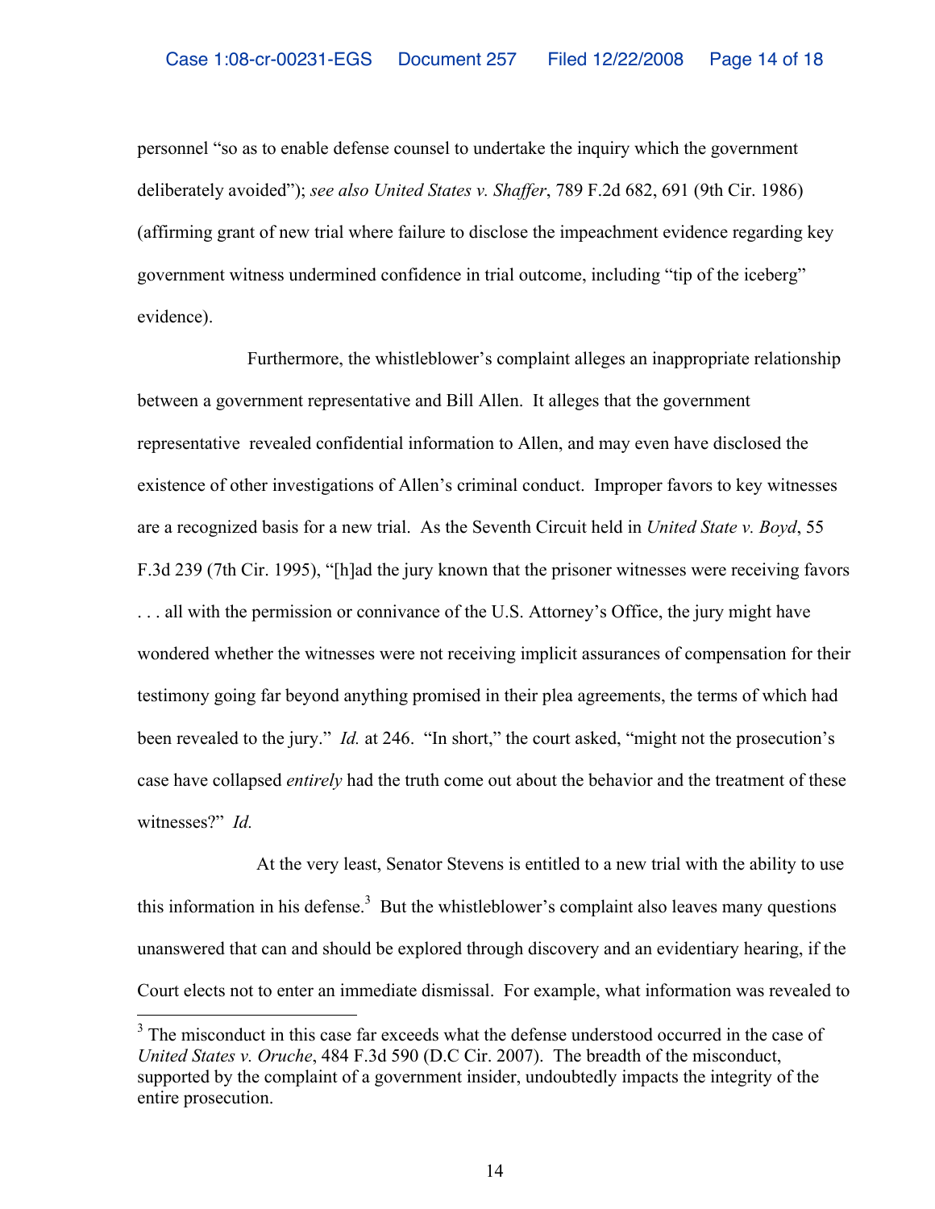personnel "so as to enable defense counsel to undertake the inquiry which the government deliberately avoided"); *see also United States v. Shaffer*, 789 F.2d 682, 691 (9th Cir. 1986) (affirming grant of new trial where failure to disclose the impeachment evidence regarding key government witness undermined confidence in trial outcome, including "tip of the iceberg" evidence).

Furthermore, the whistleblower's complaint alleges an inappropriate relationship between a government representative and Bill Allen. It alleges that the government representative revealed confidential information to Allen, and may even have disclosed the existence of other investigations of Allen's criminal conduct. Improper favors to key witnesses are a recognized basis for a new trial. As the Seventh Circuit held in *United State v. Boyd*, 55 F.3d 239 (7th Cir. 1995), "[h]ad the jury known that the prisoner witnesses were receiving favors . . . all with the permission or connivance of the U.S. Attorney's Office, the jury might have wondered whether the witnesses were not receiving implicit assurances of compensation for their testimony going far beyond anything promised in their plea agreements, the terms of which had been revealed to the jury." *Id.* at 246. "In short," the court asked, "might not the prosecution's case have collapsed *entirely* had the truth come out about the behavior and the treatment of these witnesses?" *Id.*

At the very least, Senator Stevens is entitled to a new trial with the ability to use this information in his defense.[3] But the whistleblower's complaint also leaves many questions unanswered that can and should be explored through discovery and an evidentiary hearing, if the Court elects not to enter an immediate dismissal. For example, what information was revealed to

[3] The misconduct in this case far exceeds what the defense understood occurred in the case of *United States v. Oruche*, 484 F.3d 590 (D.C Cir. 2007). The breadth of the misconduct, supported by the complaint of a government insider, undoubtedly impacts the integrity of the entire prosecution.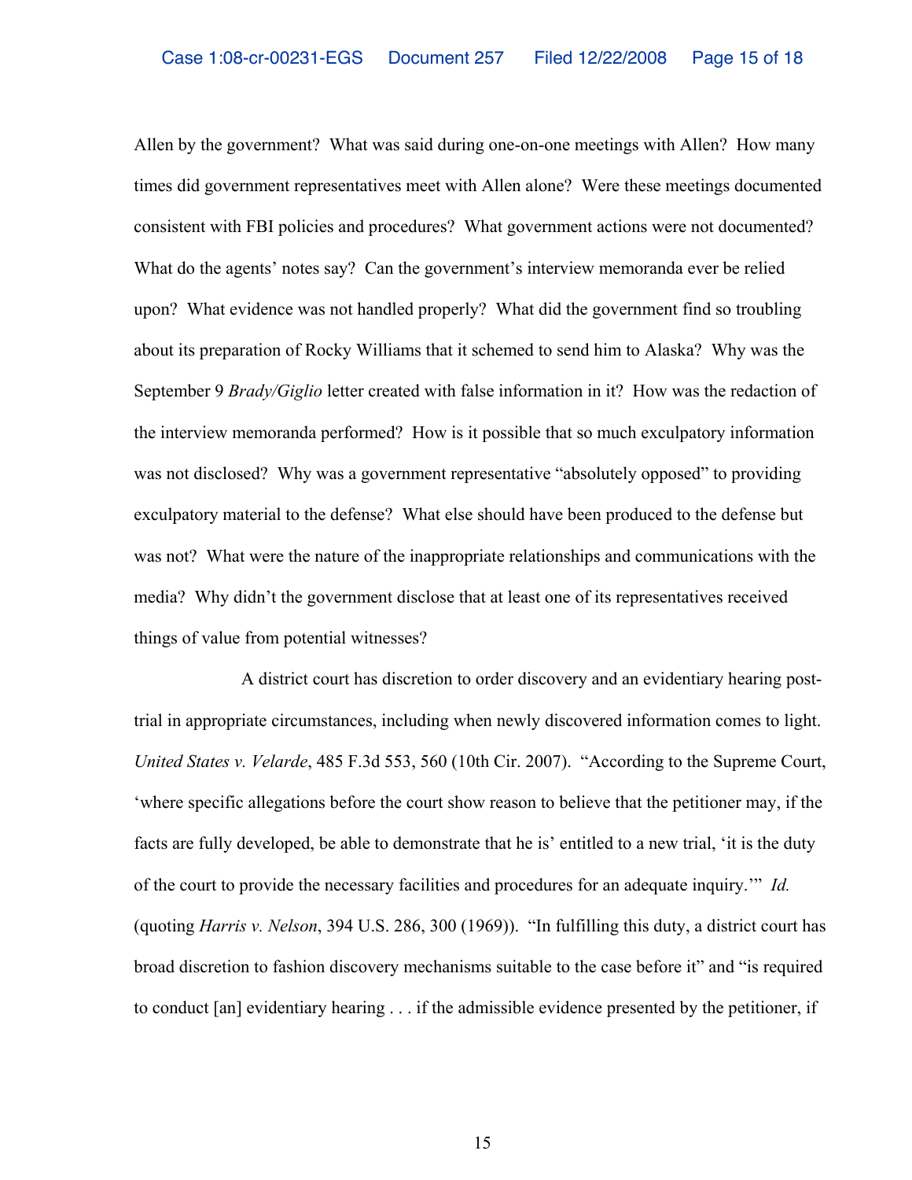Allen by the government? What was said during one-on-one meetings with Allen? How many times did government representatives meet with Allen alone? Were these meetings documented consistent with FBI policies and procedures? What government actions were not documented? What do the agents' notes say? Can the government's interview memoranda ever be relied upon? What evidence was not handled properly? What did the government find so troubling about its preparation of Rocky Williams that it schemed to send him to Alaska? Why was the September 9 *Brady/Giglio* letter created with false information in it? How was the redaction of the interview memoranda performed? How is it possible that so much exculpatory information was not disclosed? Why was a government representative "absolutely opposed" to providing exculpatory material to the defense? What else should have been produced to the defense but was not? What were the nature of the inappropriate relationships and communications with the media? Why didn't the government disclose that at least one of its representatives received things of value from potential witnesses?

A district court has discretion to order discovery and an evidentiary hearing post-trial in appropriate circumstances, including when newly discovered information comes to light. *United States v. Velarde*, 485 F.3d 553, 560 (10th Cir. 2007). "According to the Supreme Court, 'where specific allegations before the court show reason to believe that the petitioner may, if the facts are fully developed, be able to demonstrate that he is' entitled to a new trial, 'it is the duty of the court to provide the necessary facilities and procedures for an adequate inquiry.'" *Id.* (quoting *Harris v. Nelson*, 394 U.S. 286, 300 (1969)). "In fulfilling this duty, a district court has broad discretion to fashion discovery mechanisms suitable to the case before it" and "is required to conduct [an] evidentiary hearing . . . if the admissible evidence presented by the petitioner, if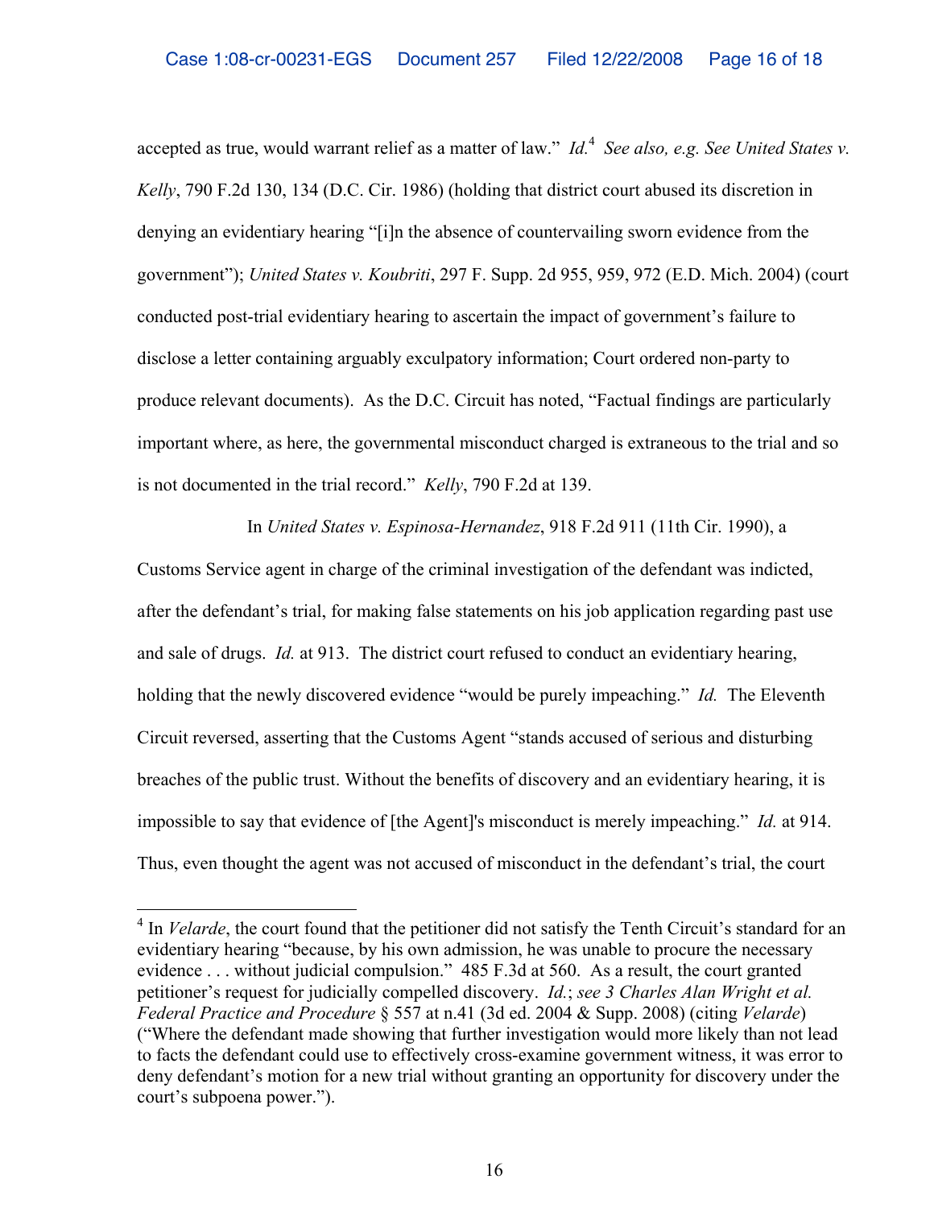accepted as true, would warrant relief as a matter of law." *Id.*[4] *See also, e.g. See United States v. Kelly*, 790 F.2d 130, 134 (D.C. Cir. 1986) (holding that district court abused its discretion in denying an evidentiary hearing "[i]n the absence of countervailing sworn evidence from the government"); *United States v. Koubriti*, 297 F. Supp. 2d 955, 959, 972 (E.D. Mich. 2004) (court conducted post-trial evidentiary hearing to ascertain the impact of government's failure to disclose a letter containing arguably exculpatory information; Court ordered non-party to produce relevant documents). As the D.C. Circuit has noted, "Factual findings are particularly important where, as here, the governmental misconduct charged is extraneous to the trial and so is not documented in the trial record." *Kelly*, 790 F.2d at 139.

In *United States v. Espinosa-Hernandez*, 918 F.2d 911 (11th Cir. 1990), a Customs Service agent in charge of the criminal investigation of the defendant was indicted, after the defendant's trial, for making false statements on his job application regarding past use and sale of drugs. *Id.* at 913. The district court refused to conduct an evidentiary hearing, holding that the newly discovered evidence "would be purely impeaching." *Id.* The Eleventh Circuit reversed, asserting that the Customs Agent "stands accused of serious and disturbing breaches of the public trust. Without the benefits of discovery and an evidentiary hearing, it is impossible to say that evidence of [the Agent]'s misconduct is merely impeaching." *Id.* at 914. Thus, even thought the agent was not accused of misconduct in the defendant's trial, the court

---

[4] In *Velarde*, the court found that the petitioner did not satisfy the Tenth Circuit's standard for an evidentiary hearing "because, by his own admission, he was unable to procure the necessary evidence . . . without judicial compulsion." 485 F.3d at 560. As a result, the court granted petitioner's request for judicially compelled discovery. *Id.*; *see 3 Charles Alan Wright et al. Federal Practice and Procedure* § 557 at n.41 (3d ed. 2004 & Supp. 2008) (citing *Velarde*) ("Where the defendant made showing that further investigation would more likely than not lead to facts the defendant could use to effectively cross-examine government witness, it was error to deny defendant's motion for a new trial without granting an opportunity for discovery under the court's subpoena power.").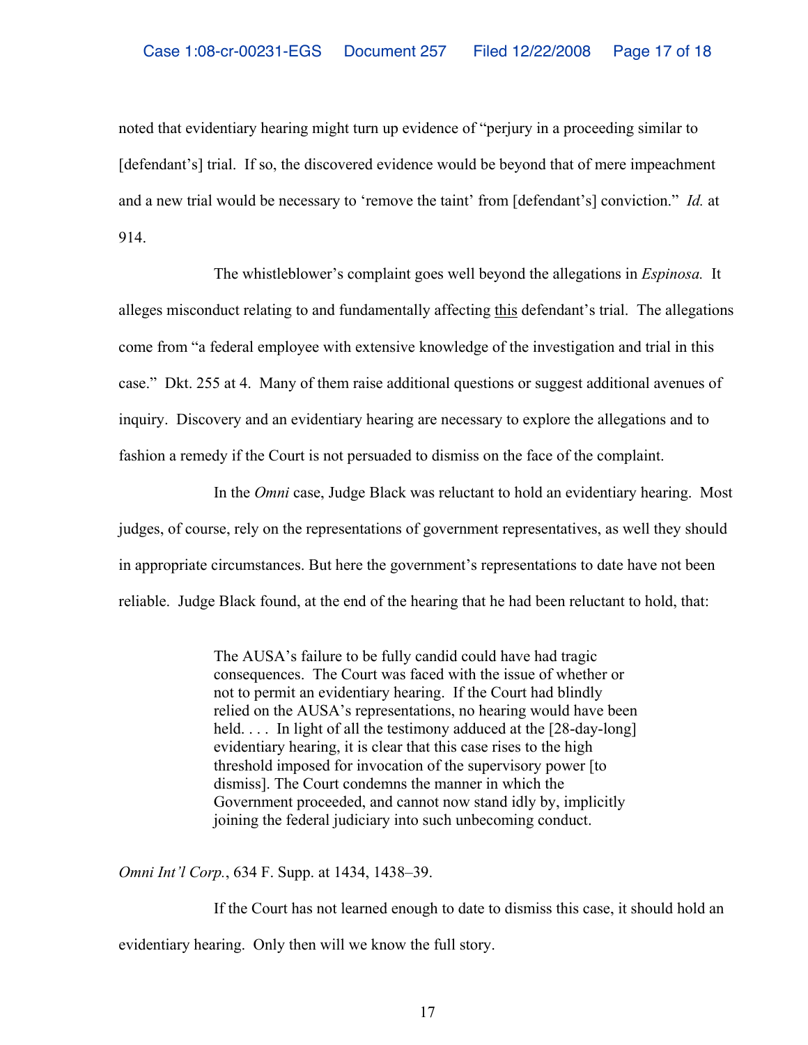noted that evidentiary hearing might turn up evidence of "perjury in a proceeding similar to [defendant's] trial. If so, the discovered evidence would be beyond that of mere impeachment and a new trial would be necessary to 'remove the taint' from [defendant's] conviction." *Id.* at 914.

The whistleblower's complaint goes well beyond the allegations in *Espinosa.* It alleges misconduct relating to and fundamentally affecting <u>this</u> defendant's trial. The allegations come from "a federal employee with extensive knowledge of the investigation and trial in this case." Dkt. 255 at 4. Many of them raise additional questions or suggest additional avenues of inquiry. Discovery and an evidentiary hearing are necessary to explore the allegations and to fashion a remedy if the Court is not persuaded to dismiss on the face of the complaint.

In the *Omni* case, Judge Black was reluctant to hold an evidentiary hearing. Most judges, of course, rely on the representations of government representatives, as well they should in appropriate circumstances. But here the government's representations to date have not been reliable. Judge Black found, at the end of the hearing that he had been reluctant to hold, that:

> The AUSA's failure to be fully candid could have had tragic consequences. The Court was faced with the issue of whether or not to permit an evidentiary hearing. If the Court had blindly relied on the AUSA's representations, no hearing would have been held. . . . In light of all the testimony adduced at the [28-day-long] evidentiary hearing, it is clear that this case rises to the high threshold imposed for invocation of the supervisory power [to dismiss]. The Court condemns the manner in which the Government proceeded, and cannot now stand idly by, implicitly joining the federal judiciary into such unbecoming conduct.

*Omni Int'l Corp.*, 634 F. Supp. at 1434, 1438–39.

If the Court has not learned enough to date to dismiss this case, it should hold an evidentiary hearing. Only then will we know the full story.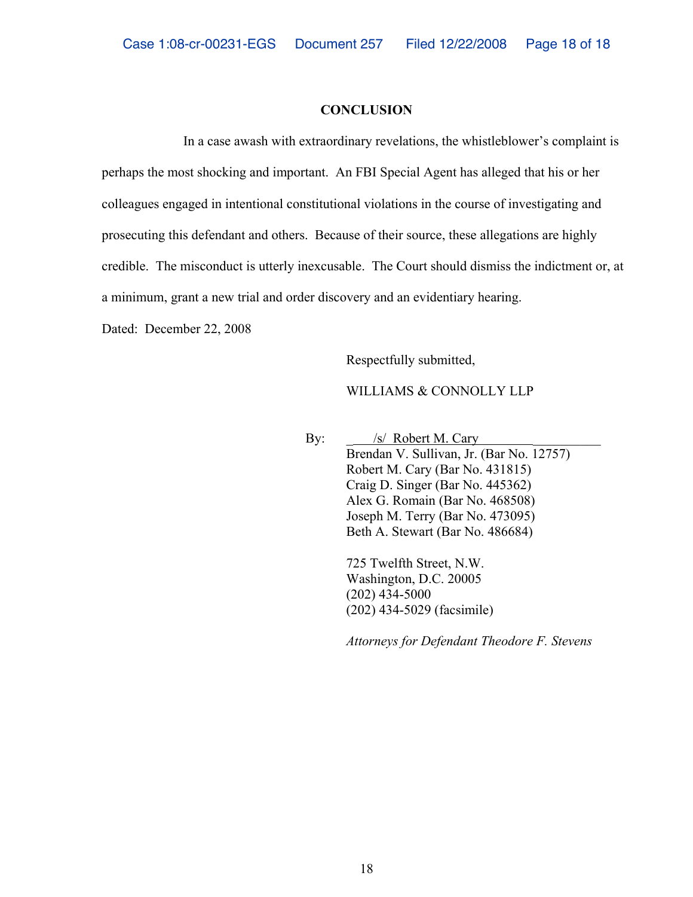## CONCLUSION

In a case awash with extraordinary revelations, the whistleblower's complaint is perhaps the most shocking and important. An FBI Special Agent has alleged that his or her colleagues engaged in intentional constitutional violations in the course of investigating and prosecuting this defendant and others. Because of their source, these allegations are highly credible. The misconduct is utterly inexcusable. The Court should dismiss the indictment or, at a minimum, grant a new trial and order discovery and an evidentiary hearing.

Dated: December 22, 2008

Respectfully submitted,

WILLIAMS & CONNOLLY LLP

By: /s/ Robert M. Cary
Brendan V. Sullivan, Jr. (Bar No. 12757)
Robert M. Cary (Bar No. 431815)
Craig D. Singer (Bar No. 445362)
Alex G. Romain (Bar No. 468508)
Joseph M. Terry (Bar No. 473095)
Beth A. Stewart (Bar No. 486684)

725 Twelfth Street, N.W.
Washington, D.C. 20005
(202) 434-5000
(202) 434-5029 (facsimile)

*Attorneys for Defendant Theodore F. Stevens*